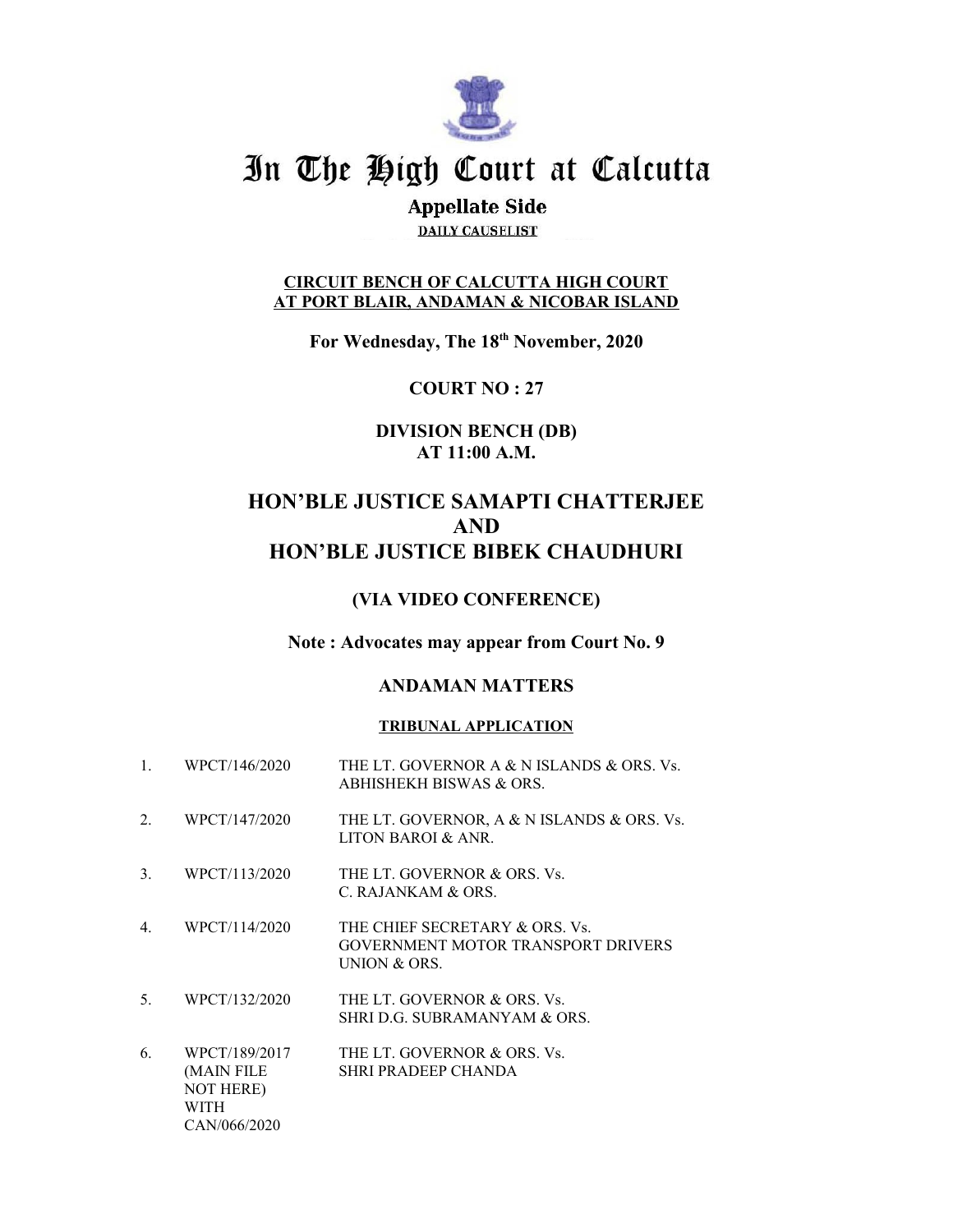# In The High Court at Calcutta

## Appellate Side

**DAILY CAUSELIST**

**CIRCUIT BENCH OF CALCUTTA HIGH COURT**
**AT PORT BLAIR, ANDAMAN & NICOBAR ISLAND**

**For Wednesday, The 18th November, 2020**

**COURT NO : 27**

**DIVISION BENCH (DB)**
**AT 11:00 A.M.**

## HON'BLE JUSTICE SAMAPTI CHATTERJEE
## AND
## HON'BLE JUSTICE BIBEK CHAUDHURI

### (VIA VIDEO CONFERENCE)

**Note : Advocates may appear from Court No. 9**

### ANDAMAN MATTERS

**TRIBUNAL APPLICATION**

| | | |
|---|---|---|
| 1. | WPCT/146/2020 | THE LT. GOVERNOR A & N ISLANDS & ORS. Vs. ABHISHEKH BISWAS & ORS. |
| 2. | WPCT/147/2020 | THE LT. GOVERNOR, A & N ISLANDS & ORS. Vs. LITON BAROI & ANR. |
| 3. | WPCT/113/2020 | THE LT. GOVERNOR & ORS. Vs. C. RAJANKAM & ORS. |
| 4. | WPCT/114/2020 | THE CHIEF SECRETARY & ORS. Vs. GOVERNMENT MOTOR TRANSPORT DRIVERS UNION & ORS. |
| 5. | WPCT/132/2020 | THE LT. GOVERNOR & ORS. Vs. SHRI D.G. SUBRAMANYAM & ORS. |
| 6. | WPCT/189/2017 (MAIN FILE NOT HERE) WITH CAN/066/2020 | THE LT. GOVERNOR & ORS. Vs. SHRI PRADEEP CHANDA |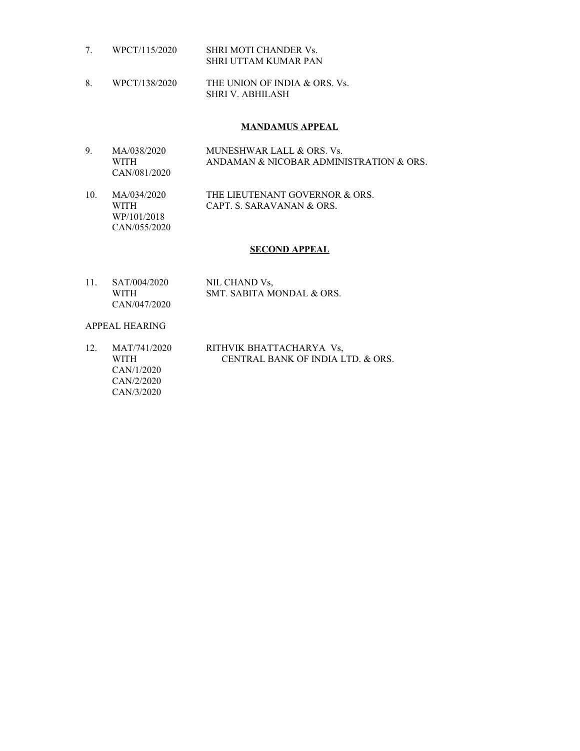7. WPCT/115/2020 SHRI MOTI CHANDER Vs.
   SHRI UTTAM KUMAR PAN

8. WPCT/138/2020 THE UNION OF INDIA & ORS. Vs.
   SHRI V. ABHILASH

**MANDAMUS APPEAL**

9. MA/038/2020 MUNESHWAR LALL & ORS. Vs.
   WITH ANDAMAN & NICOBAR ADMINISTRATION & ORS.
   CAN/081/2020

10. MA/034/2020 THE LIEUTENANT GOVERNOR & ORS.
    WITH CAPT. S. SARAVANAN & ORS.
    WP/101/2018
    CAN/055/2020

**SECOND APPEAL**

11. SAT/004/2020 NIL CHAND Vs,
    WITH SMT. SABITA MONDAL & ORS.
    CAN/047/2020

APPEAL HEARING

12. MAT/741/2020 RITHVIK BHATTACHARYA Vs,
    WITH CENTRAL BANK OF INDIA LTD. & ORS.
    CAN/1/2020
    CAN/2/2020
    CAN/3/2020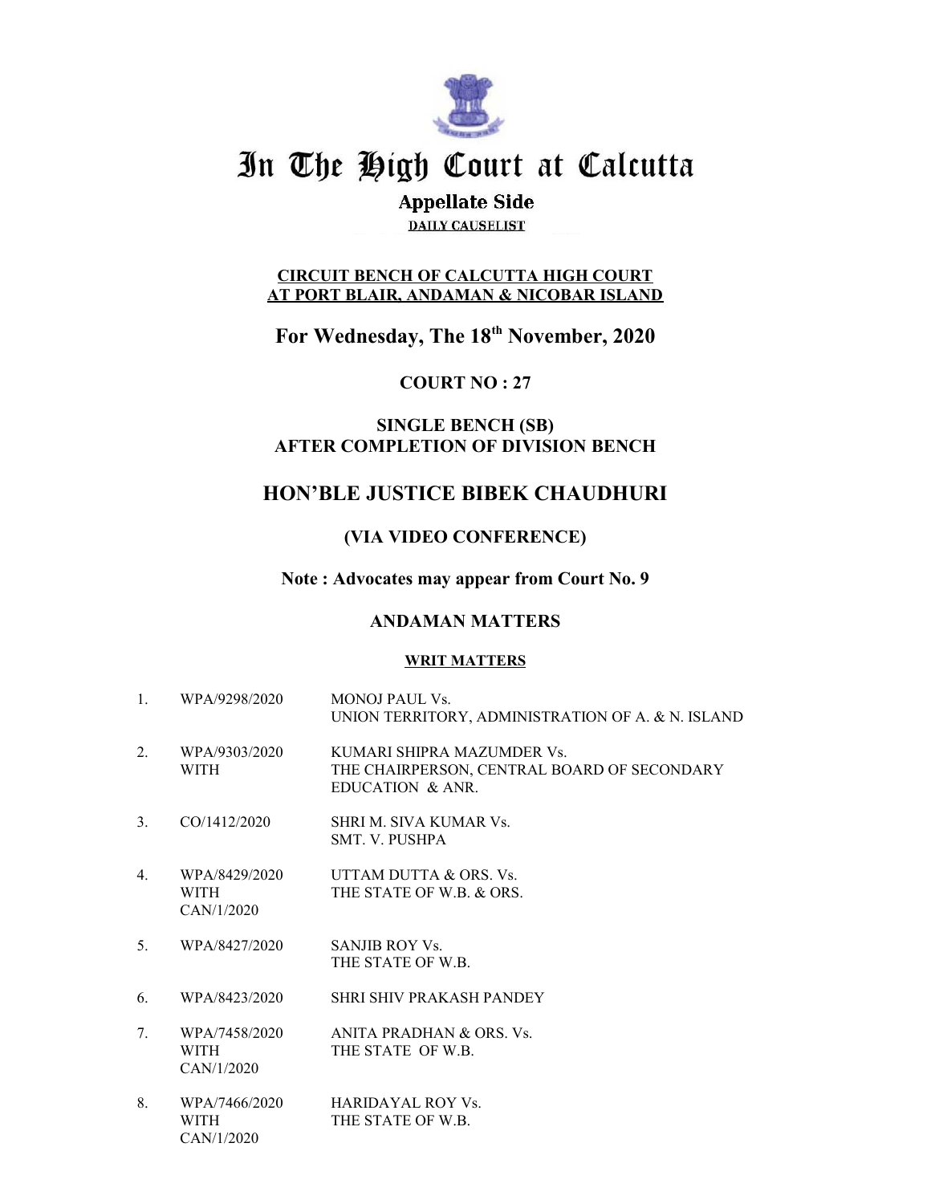# In The High Court at Calcutta

## Appellate Side

**DAILY CAUSELIST**

**CIRCUIT BENCH OF CALCUTTA HIGH COURT AT PORT BLAIR, ANDAMAN & NICOBAR ISLAND**

## For Wednesday, The 18th November, 2020

### COURT NO : 27

### SINGLE BENCH (SB)
### AFTER COMPLETION OF DIVISION BENCH

## HON'BLE JUSTICE BIBEK CHAUDHURI

### (VIA VIDEO CONFERENCE)

**Note : Advocates may appear from Court No. 9**

### ANDAMAN MATTERS

**WRIT MATTERS**

| | | |
|---|---|---|
| 1. | WPA/9298/2020 | MONOJ PAUL Vs.<br>UNION TERRITORY, ADMINISTRATION OF A. & N. ISLAND |
| 2. | WPA/9303/2020<br>WITH | KUMARI SHIPRA MAZUMDER Vs.<br>THE CHAIRPERSON, CENTRAL BOARD OF SECONDARY EDUCATION & ANR. |
| 3. | CO/1412/2020 | SHRI M. SIVA KUMAR Vs.<br>SMT. V. PUSHPA |
| 4. | WPA/8429/2020<br>WITH<br>CAN/1/2020 | UTTAM DUTTA & ORS. Vs.<br>THE STATE OF W.B. & ORS. |
| 5. | WPA/8427/2020 | SANJIB ROY Vs.<br>THE STATE OF W.B. |
| 6. | WPA/8423/2020 | SHRI SHIV PRAKASH PANDEY |
| 7. | WPA/7458/2020<br>WITH<br>CAN/1/2020 | ANITA PRADHAN & ORS. Vs.<br>THE STATE OF W.B. |
| 8. | WPA/7466/2020<br>WITH<br>CAN/1/2020 | HARIDAYAL ROY Vs.<br>THE STATE OF W.B. |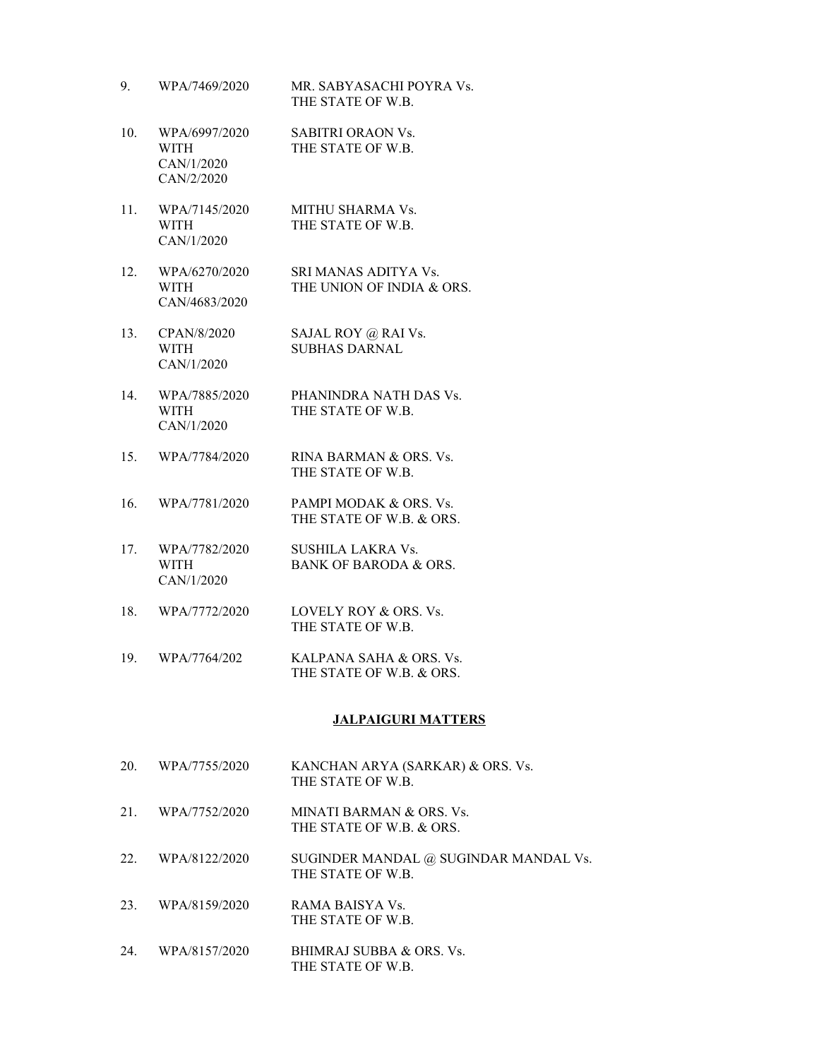| | | |
|---|---|---|
| 9. | WPA/7469/2020 | MR. SABYASACHI POYRA Vs. THE STATE OF W.B. |
| 10. | WPA/6997/2020 WITH CAN/1/2020 CAN/2/2020 | SABITRI ORAON Vs. THE STATE OF W.B. |
| 11. | WPA/7145/2020 WITH CAN/1/2020 | MITHU SHARMA Vs. THE STATE OF W.B. |
| 12. | WPA/6270/2020 WITH CAN/4683/2020 | SRI MANAS ADITYA Vs. THE UNION OF INDIA & ORS. |
| 13. | CPAN/8/2020 WITH CAN/1/2020 | SAJAL ROY @ RAI Vs. SUBHAS DARNAL |
| 14. | WPA/7885/2020 WITH CAN/1/2020 | PHANINDRA NATH DAS Vs. THE STATE OF W.B. |
| 15. | WPA/7784/2020 | RINA BARMAN & ORS. Vs. THE STATE OF W.B. |
| 16. | WPA/7781/2020 | PAMPI MODAK & ORS. Vs. THE STATE OF W.B. & ORS. |
| 17. | WPA/7782/2020 WITH CAN/1/2020 | SUSHILA LAKRA Vs. BANK OF BARODA & ORS. |
| 18. | WPA/7772/2020 | LOVELY ROY & ORS. Vs. THE STATE OF W.B. |
| 19. | WPA/7764/202 | KALPANA SAHA & ORS. Vs. THE STATE OF W.B. & ORS. |

**JALPAIGURI MATTERS**

| | | |
|---|---|---|
| 20. | WPA/7755/2020 | KANCHAN ARYA (SARKAR) & ORS. Vs. THE STATE OF W.B. |
| 21. | WPA/7752/2020 | MINATI BARMAN & ORS. Vs. THE STATE OF W.B. & ORS. |
| 22. | WPA/8122/2020 | SUGINDER MANDAL @ SUGINDAR MANDAL Vs. THE STATE OF W.B. |
| 23. | WPA/8159/2020 | RAMA BAISYA Vs. THE STATE OF W.B. |
| 24. | WPA/8157/2020 | BHIMRAJ SUBBA & ORS. Vs. THE STATE OF W.B. |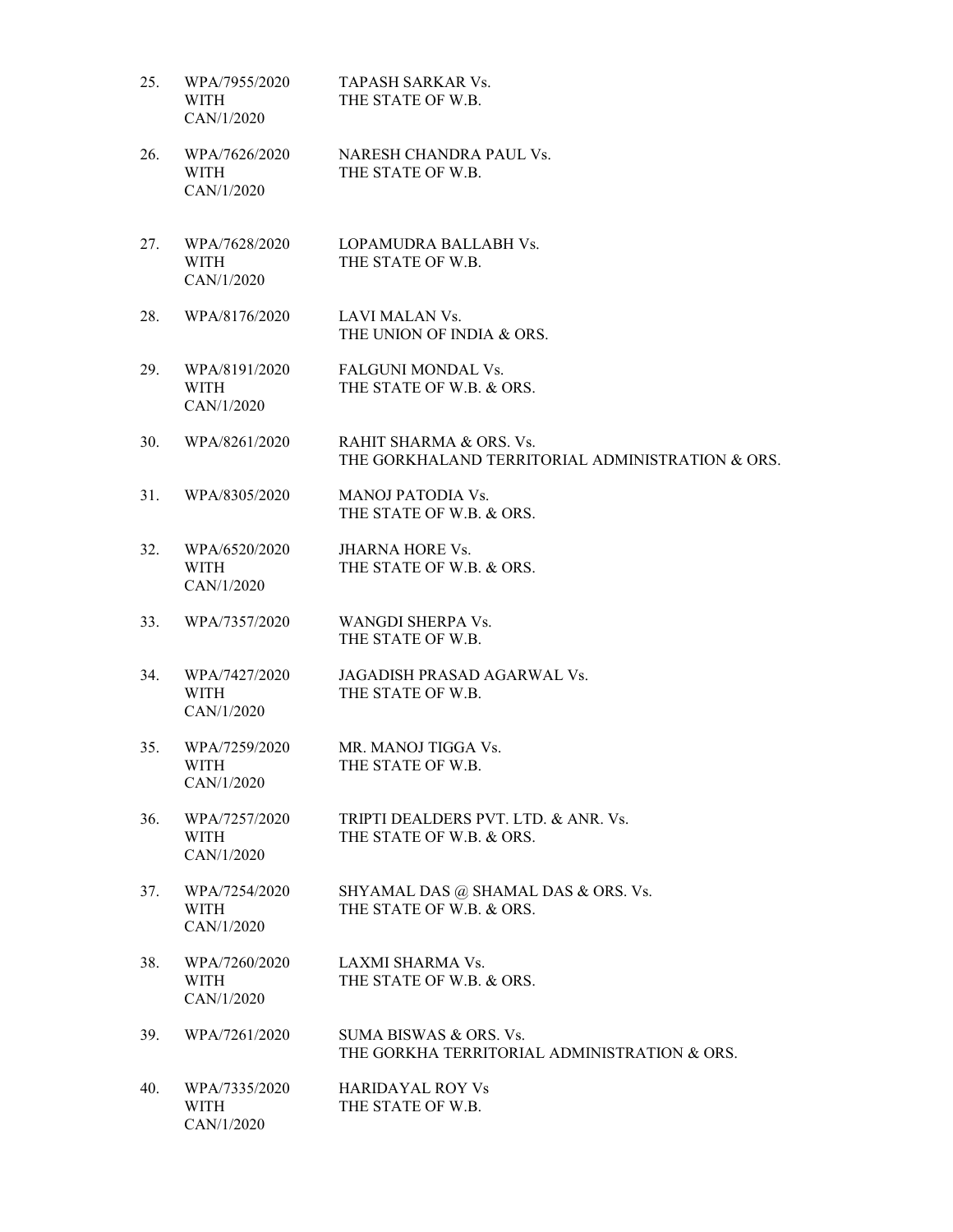| | | |
|---|---|---|
| 25. | WPA/7955/2020 WITH CAN/1/2020 | TAPASH SARKAR Vs. THE STATE OF W.B. |
| 26. | WPA/7626/2020 WITH CAN/1/2020 | NARESH CHANDRA PAUL Vs. THE STATE OF W.B. |
| 27. | WPA/7628/2020 WITH CAN/1/2020 | LOPAMUDRA BALLABH Vs. THE STATE OF W.B. |
| 28. | WPA/8176/2020 | LAVI MALAN Vs. THE UNION OF INDIA & ORS. |
| 29. | WPA/8191/2020 WITH CAN/1/2020 | FALGUNI MONDAL Vs. THE STATE OF W.B. & ORS. |
| 30. | WPA/8261/2020 | RAHIT SHARMA & ORS. Vs. THE GORKHALAND TERRITORIAL ADMINISTRATION & ORS. |
| 31. | WPA/8305/2020 | MANOJ PATODIA Vs. THE STATE OF W.B. & ORS. |
| 32. | WPA/6520/2020 WITH CAN/1/2020 | JHARNA HORE Vs. THE STATE OF W.B. & ORS. |
| 33. | WPA/7357/2020 | WANGDI SHERPA Vs. THE STATE OF W.B. |
| 34. | WPA/7427/2020 WITH CAN/1/2020 | JAGADISH PRASAD AGARWAL Vs. THE STATE OF W.B. |
| 35. | WPA/7259/2020 WITH CAN/1/2020 | MR. MANOJ TIGGA Vs. THE STATE OF W.B. |
| 36. | WPA/7257/2020 WITH CAN/1/2020 | TRIPTI DEALDERS PVT. LTD. & ANR. Vs. THE STATE OF W.B. & ORS. |
| 37. | WPA/7254/2020 WITH CAN/1/2020 | SHYAMAL DAS @ SHAMAL DAS & ORS. Vs. THE STATE OF W.B. & ORS. |
| 38. | WPA/7260/2020 WITH CAN/1/2020 | LAXMI SHARMA Vs. THE STATE OF W.B. & ORS. |
| 39. | WPA/7261/2020 | SUMA BISWAS & ORS. Vs. THE GORKHA TERRITORIAL ADMINISTRATION & ORS. |
| 40. | WPA/7335/2020 WITH CAN/1/2020 | HARIDAYAL ROY Vs THE STATE OF W.B. |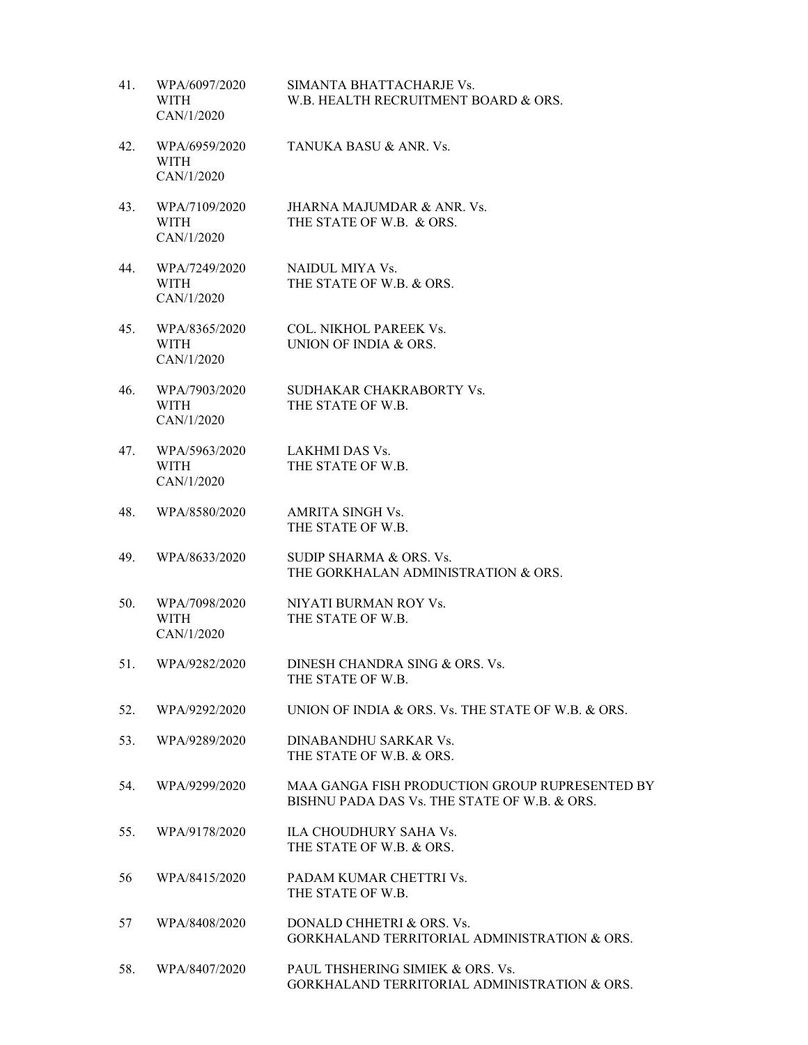| | | |
|---|---|---|
| 41. | WPA/6097/2020 WITH CAN/1/2020 | SIMANTA BHATTACHARJE Vs. W.B. HEALTH RECRUITMENT BOARD & ORS. |
| 42. | WPA/6959/2020 WITH CAN/1/2020 | TANUKA BASU & ANR. Vs. |
| 43. | WPA/7109/2020 WITH CAN/1/2020 | JHARNA MAJUMDAR & ANR. Vs. THE STATE OF W.B. & ORS. |
| 44. | WPA/7249/2020 WITH CAN/1/2020 | NAIDUL MIYA Vs. THE STATE OF W.B. & ORS. |
| 45. | WPA/8365/2020 WITH CAN/1/2020 | COL. NIKHOL PAREEK Vs. UNION OF INDIA & ORS. |
| 46. | WPA/7903/2020 WITH CAN/1/2020 | SUDHAKAR CHAKRABORTY Vs. THE STATE OF W.B. |
| 47. | WPA/5963/2020 WITH CAN/1/2020 | LAKHMI DAS Vs. THE STATE OF W.B. |
| 48. | WPA/8580/2020 | AMRITA SINGH Vs. THE STATE OF W.B. |
| 49. | WPA/8633/2020 | SUDIP SHARMA & ORS. Vs. THE GORKHALAN ADMINISTRATION & ORS. |
| 50. | WPA/7098/2020 WITH CAN/1/2020 | NIYATI BURMAN ROY Vs. THE STATE OF W.B. |
| 51. | WPA/9282/2020 | DINESH CHANDRA SING & ORS. Vs. THE STATE OF W.B. |
| 52. | WPA/9292/2020 | UNION OF INDIA & ORS. Vs. THE STATE OF W.B. & ORS. |
| 53. | WPA/9289/2020 | DINABANDHU SARKAR Vs. THE STATE OF W.B. & ORS. |
| 54. | WPA/9299/2020 | MAA GANGA FISH PRODUCTION GROUP RUPRESENTED BY BISHNU PADA DAS Vs. THE STATE OF W.B. & ORS. |
| 55. | WPA/9178/2020 | ILA CHOUDHURY SAHA Vs. THE STATE OF W.B. & ORS. |
| 56 | WPA/8415/2020 | PADAM KUMAR CHETTRI Vs. THE STATE OF W.B. |
| 57 | WPA/8408/2020 | DONALD CHHETRI & ORS. Vs. GORKHALAND TERRITORIAL ADMINISTRATION & ORS. |
| 58. | WPA/8407/2020 | PAUL THSHERING SIMIEK & ORS. Vs. GORKHALAND TERRITORIAL ADMINISTRATION & ORS. |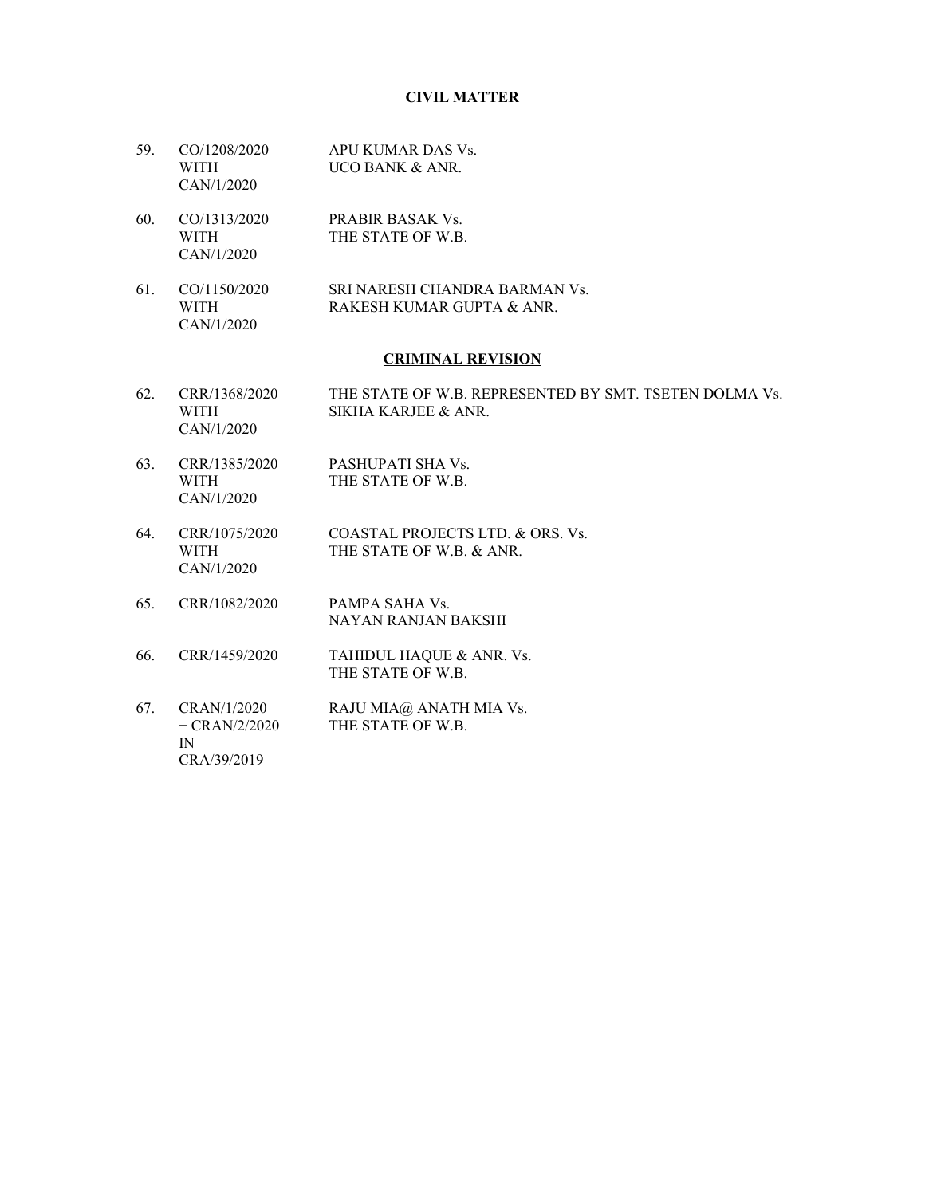## CIVIL MATTER

| | | |
|---|---|---|
| 59. | CO/1208/2020 WITH CAN/1/2020 | APU KUMAR DAS Vs. UCO BANK & ANR. |
| 60. | CO/1313/2020 WITH CAN/1/2020 | PRABIR BASAK Vs. THE STATE OF W.B. |
| 61. | CO/1150/2020 WITH CAN/1/2020 | SRI NARESH CHANDRA BARMAN Vs. RAKESH KUMAR GUPTA & ANR. |

## CRIMINAL REVISION

| | | |
|---|---|---|
| 62. | CRR/1368/2020 WITH CAN/1/2020 | THE STATE OF W.B. REPRESENTED BY SMT. TSETEN DOLMA Vs. SIKHA KARJEE & ANR. |
| 63. | CRR/1385/2020 WITH CAN/1/2020 | PASHUPATI SHA Vs. THE STATE OF W.B. |
| 64. | CRR/1075/2020 WITH CAN/1/2020 | COASTAL PROJECTS LTD. & ORS. Vs. THE STATE OF W.B. & ANR. |
| 65. | CRR/1082/2020 | PAMPA SAHA Vs. NAYAN RANJAN BAKSHI |
| 66. | CRR/1459/2020 | TAHIDUL HAQUE & ANR. Vs. THE STATE OF W.B. |
| 67. | CRAN/1/2020 + CRAN/2/2020 IN CRA/39/2019 | RAJU MIA@ ANATH MIA Vs. THE STATE OF W.B. |